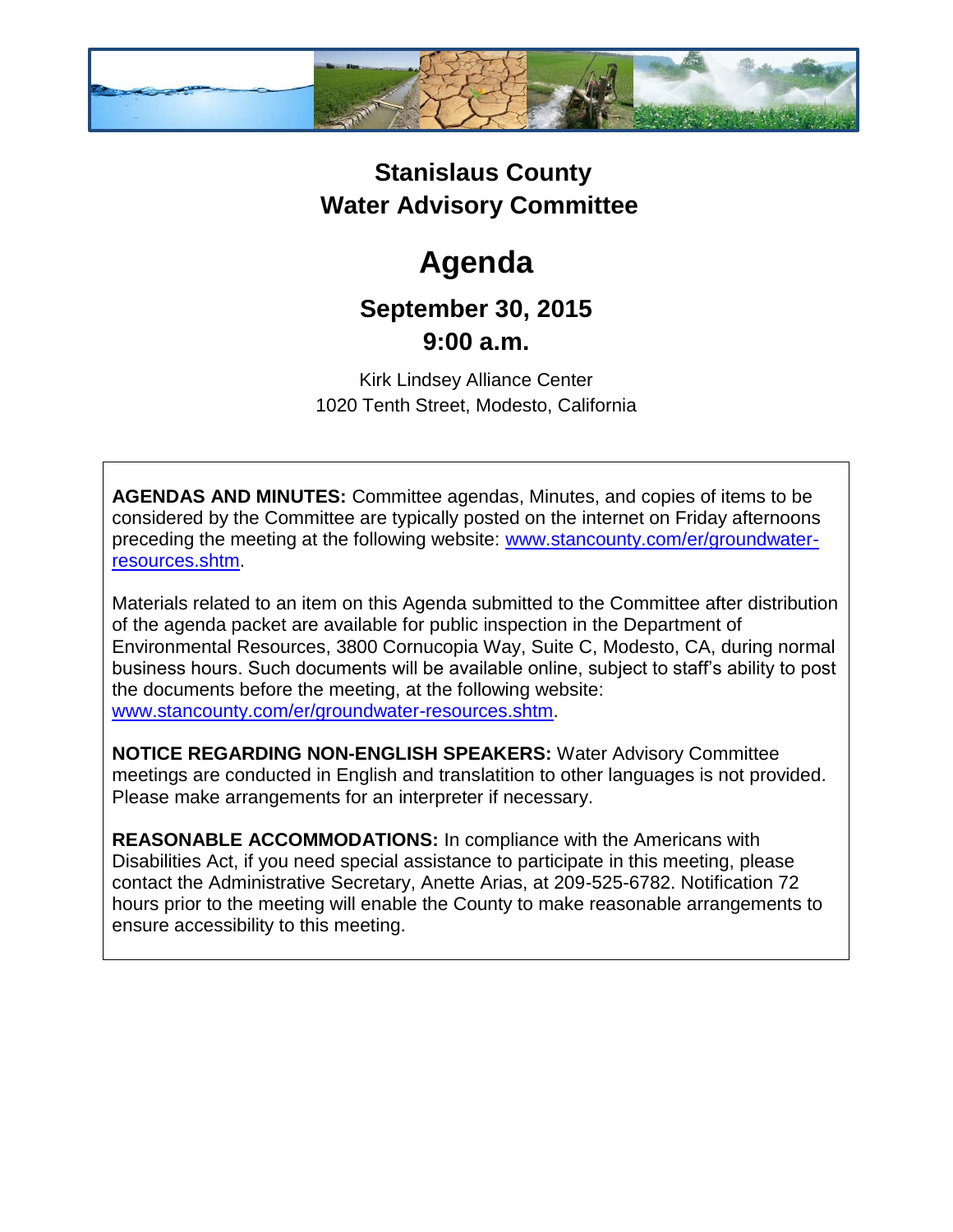# Stanislaus County Water Advisory Committee

# Agenda

## September 30, 2015

## 9:00 a.m.

Kirk Lindsey Alliance Center
1020 Tenth Street, Modesto, California

**AGENDAS AND MINUTES:** Committee agendas, Minutes, and copies of items to be considered by the Committee are typically posted on the internet on Friday afternoons preceding the meeting at the following website: [www.stancounty.com/er/groundwater-resources.shtm](www.stancounty.com/er/groundwater-resources.shtm).

Materials related to an item on this Agenda submitted to the Committee after distribution of the agenda packet are available for public inspection in the Department of Environmental Resources, 3800 Cornucopia Way, Suite C, Modesto, CA, during normal business hours. Such documents will be available online, subject to staff's ability to post the documents before the meeting, at the following website: [www.stancounty.com/er/groundwater-resources.shtm](www.stancounty.com/er/groundwater-resources.shtm).

**NOTICE REGARDING NON-ENGLISH SPEAKERS:** Water Advisory Committee meetings are conducted in English and translatition to other languages is not provided. Please make arrangements for an interpreter if necessary.

**REASONABLE ACCOMMODATIONS:** In compliance with the Americans with Disabilities Act, if you need special assistance to participate in this meeting, please contact the Administrative Secretary, Anette Arias, at 209-525-6782. Notification 72 hours prior to the meeting will enable the County to make reasonable arrangements to ensure accessibility to this meeting.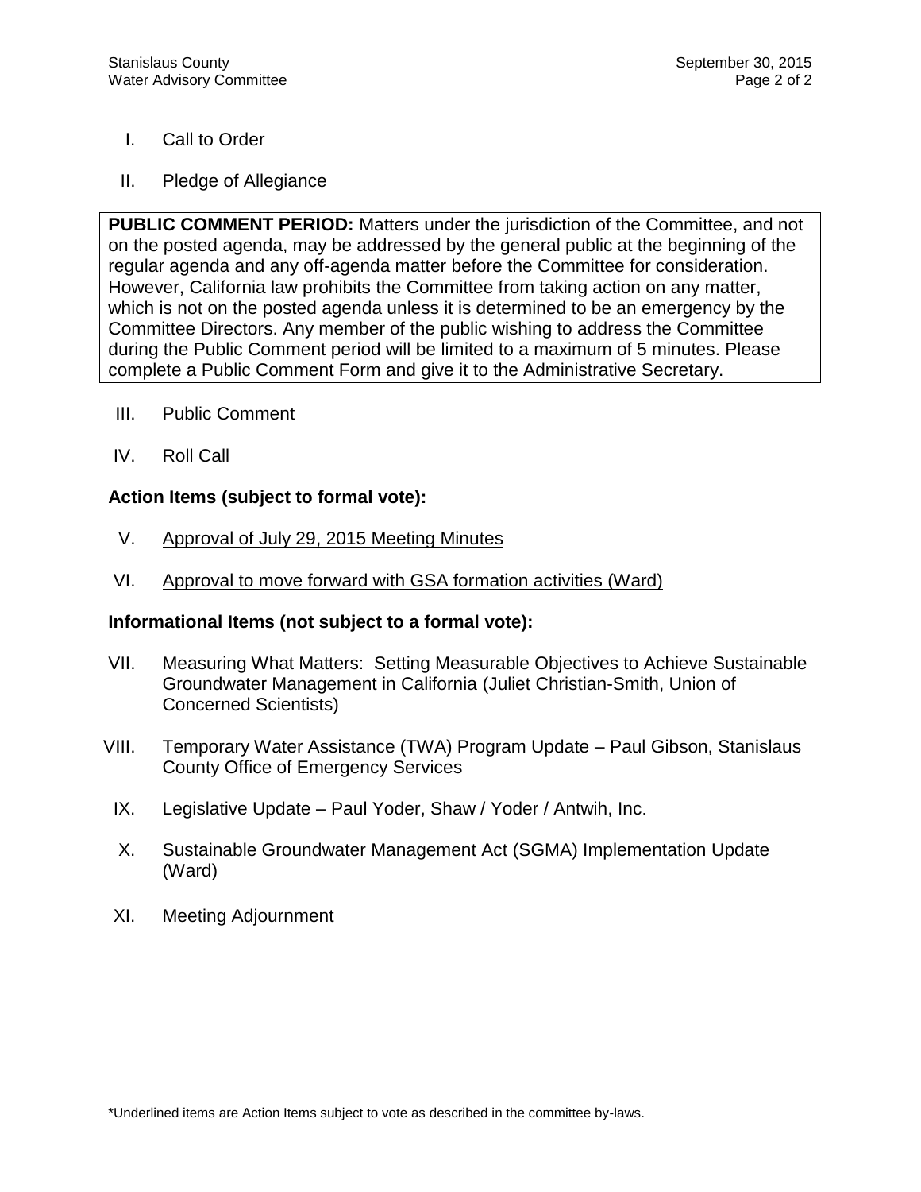I. Call to Order

II. Pledge of Allegiance

**PUBLIC COMMENT PERIOD:** Matters under the jurisdiction of the Committee, and not on the posted agenda, may be addressed by the general public at the beginning of the regular agenda and any off-agenda matter before the Committee for consideration. However, California law prohibits the Committee from taking action on any matter, which is not on the posted agenda unless it is determined to be an emergency by the Committee Directors. Any member of the public wishing to address the Committee during the Public Comment period will be limited to a maximum of 5 minutes. Please complete a Public Comment Form and give it to the Administrative Secretary.

III. Public Comment

IV. Roll Call

**Action Items (subject to formal vote):**

V. <u>Approval of July 29, 2015 Meeting Minutes</u>

VI. <u>Approval to move forward with GSA formation activities (Ward)</u>

**Informational Items (not subject to a formal vote):**

VII. Measuring What Matters: Setting Measurable Objectives to Achieve Sustainable Groundwater Management in California (Juliet Christian-Smith, Union of Concerned Scientists)

VIII. Temporary Water Assistance (TWA) Program Update – Paul Gibson, Stanislaus County Office of Emergency Services

IX. Legislative Update – Paul Yoder, Shaw / Yoder / Antwih, Inc.

X. Sustainable Groundwater Management Act (SGMA) Implementation Update (Ward)

XI. Meeting Adjournment

*Underlined items are Action Items subject to vote as described in the committee by-laws.